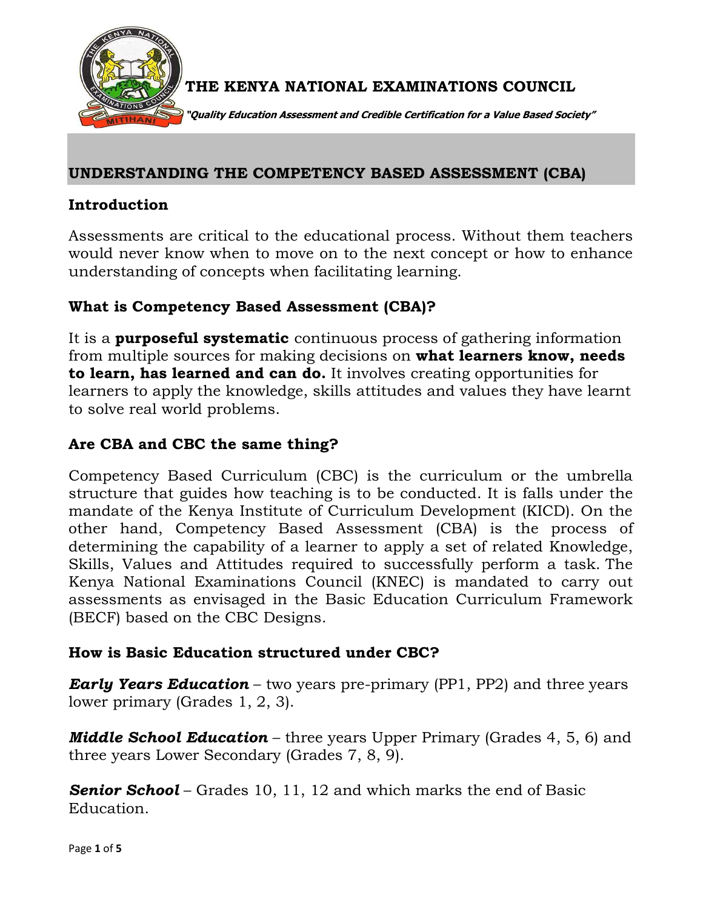**THE KENYA NATIONAL EXAMINATIONS COUNCIL**

***"Quality Education Assessment and Credible Certification for a Value Based Society"***

# UNDERSTANDING THE COMPETENCY BASED ASSESSMENT (CBA)

## Introduction

Assessments are critical to the educational process. Without them teachers would never know when to move on to the next concept or how to enhance understanding of concepts when facilitating learning.

## What is Competency Based Assessment (CBA)?

It is a **purposeful systematic** continuous process of gathering information from multiple sources for making decisions on **what learners know, needs to learn, has learned and can do.** It involves creating opportunities for learners to apply the knowledge, skills attitudes and values they have learnt to solve real world problems.

## Are CBA and CBC the same thing?

Competency Based Curriculum (CBC) is the curriculum or the umbrella structure that guides how teaching is to be conducted. It is falls under the mandate of the Kenya Institute of Curriculum Development (KICD). On the other hand, Competency Based Assessment (CBA) is the process of determining the capability of a learner to apply a set of related Knowledge, Skills, Values and Attitudes required to successfully perform a task. The Kenya National Examinations Council (KNEC) is mandated to carry out assessments as envisaged in the Basic Education Curriculum Framework (BECF) based on the CBC Designs.

## How is Basic Education structured under CBC?

***Early Years Education*** – two years pre-primary (PP1, PP2) and three years lower primary (Grades 1, 2, 3).

***Middle School Education*** – three years Upper Primary (Grades 4, 5, 6) and three years Lower Secondary (Grades 7, 8, 9).

***Senior School*** – Grades 10, 11, 12 and which marks the end of Basic Education.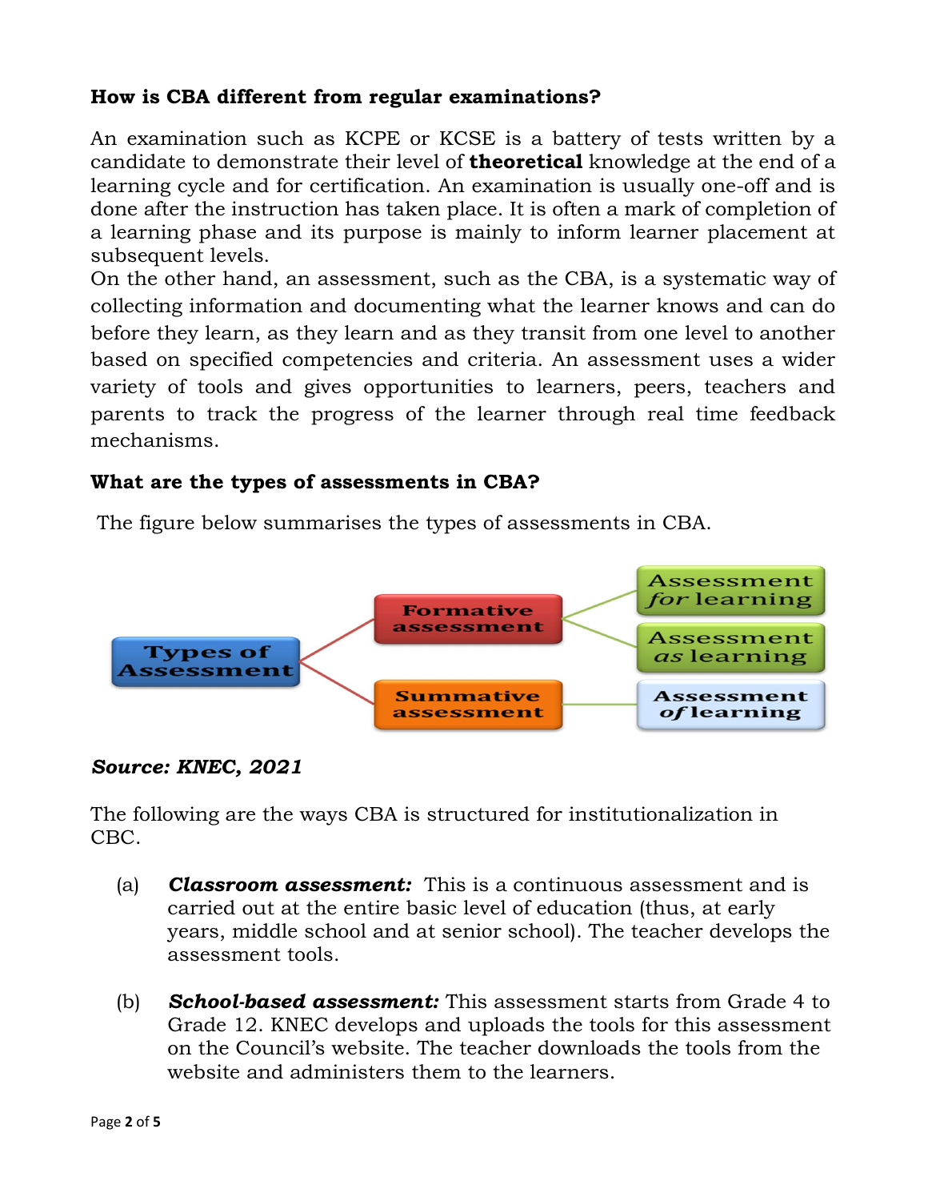**How is CBA different from regular examinations?**

An examination such as KCPE or KCSE is a battery of tests written by a candidate to demonstrate their level of **theoretical** knowledge at the end of a learning cycle and for certification. An examination is usually one-off and is done after the instruction has taken place. It is often a mark of completion of a learning phase and its purpose is mainly to inform learner placement at subsequent levels.

On the other hand, an assessment, such as the CBA, is a systematic way of collecting information and documenting what the learner knows and can do before they learn, as they learn and as they transit from one level to another based on specified competencies and criteria. An assessment uses a wider variety of tools and gives opportunities to learners, peers, teachers and parents to track the progress of the learner through real time feedback mechanisms.

**What are the types of assessments in CBA?**

The figure below summarises the types of assessments in CBA.

***Source: KNEC, 2021***

The following are the ways CBA is structured for institutionalization in CBC.

(a) ***Classroom assessment:*** This is a continuous assessment and is carried out at the entire basic level of education (thus, at early years, middle school and at senior school). The teacher develops the assessment tools.

(b) ***School-based assessment:*** This assessment starts from Grade 4 to Grade 12. KNEC develops and uploads the tools for this assessment on the Council's website. The teacher downloads the tools from the website and administers them to the learners.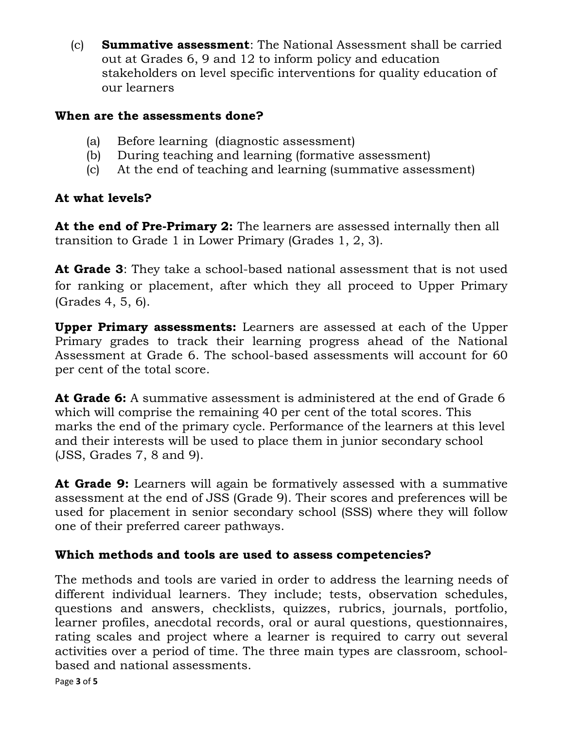(c) **Summative assessment**: The National Assessment shall be carried out at Grades 6, 9 and 12 to inform policy and education stakeholders on level specific interventions for quality education of our learners

**When are the assessments done?**

(a) Before learning (diagnostic assessment)
(b) During teaching and learning (formative assessment)
(c) At the end of teaching and learning (summative assessment)

**At what levels?**

**At the end of Pre-Primary 2:** The learners are assessed internally then all transition to Grade 1 in Lower Primary (Grades 1, 2, 3).

**At Grade 3**: They take a school-based national assessment that is not used for ranking or placement, after which they all proceed to Upper Primary (Grades 4, 5, 6).

**Upper Primary assessments:** Learners are assessed at each of the Upper Primary grades to track their learning progress ahead of the National Assessment at Grade 6. The school-based assessments will account for 60 per cent of the total score.

**At Grade 6:** A summative assessment is administered at the end of Grade 6 which will comprise the remaining 40 per cent of the total scores. This marks the end of the primary cycle. Performance of the learners at this level and their interests will be used to place them in junior secondary school (JSS, Grades 7, 8 and 9).

**At Grade 9:** Learners will again be formatively assessed with a summative assessment at the end of JSS (Grade 9). Their scores and preferences will be used for placement in senior secondary school (SSS) where they will follow one of their preferred career pathways.

**Which methods and tools are used to assess competencies?**

The methods and tools are varied in order to address the learning needs of different individual learners. They include; tests, observation schedules, questions and answers, checklists, quizzes, rubrics, journals, portfolio, learner profiles, anecdotal records, oral or aural questions, questionnaires, rating scales and project where a learner is required to carry out several activities over a period of time. The three main types are classroom, school-based and national assessments.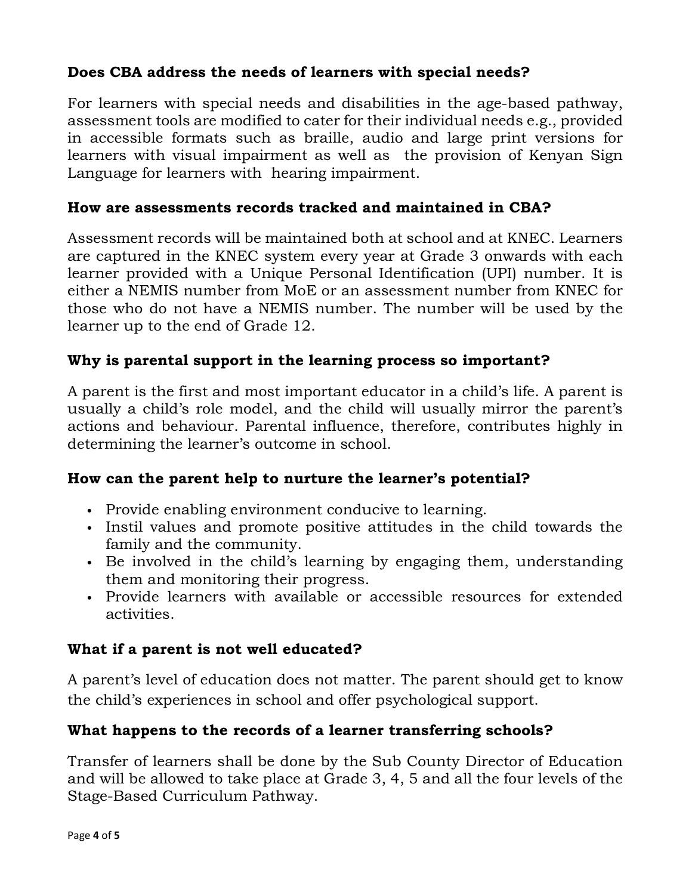### Does CBA address the needs of learners with special needs?

For learners with special needs and disabilities in the age-based pathway, assessment tools are modified to cater for their individual needs e.g., provided in accessible formats such as braille, audio and large print versions for learners with visual impairment as well as the provision of Kenyan Sign Language for learners with hearing impairment.

### How are assessments records tracked and maintained in CBA?

Assessment records will be maintained both at school and at KNEC. Learners are captured in the KNEC system every year at Grade 3 onwards with each learner provided with a Unique Personal Identification (UPI) number. It is either a NEMIS number from MoE or an assessment number from KNEC for those who do not have a NEMIS number. The number will be used by the learner up to the end of Grade 12.

### Why is parental support in the learning process so important?

A parent is the first and most important educator in a child's life. A parent is usually a child's role model, and the child will usually mirror the parent's actions and behaviour. Parental influence, therefore, contributes highly in determining the learner's outcome in school.

### How can the parent help to nurture the learner's potential?

- Provide enabling environment conducive to learning.
- Instil values and promote positive attitudes in the child towards the family and the community.
- Be involved in the child's learning by engaging them, understanding them and monitoring their progress.
- Provide learners with available or accessible resources for extended activities.

### What if a parent is not well educated?

A parent's level of education does not matter. The parent should get to know the child's experiences in school and offer psychological support.

### What happens to the records of a learner transferring schools?

Transfer of learners shall be done by the Sub County Director of Education and will be allowed to take place at Grade 3, 4, 5 and all the four levels of the Stage-Based Curriculum Pathway.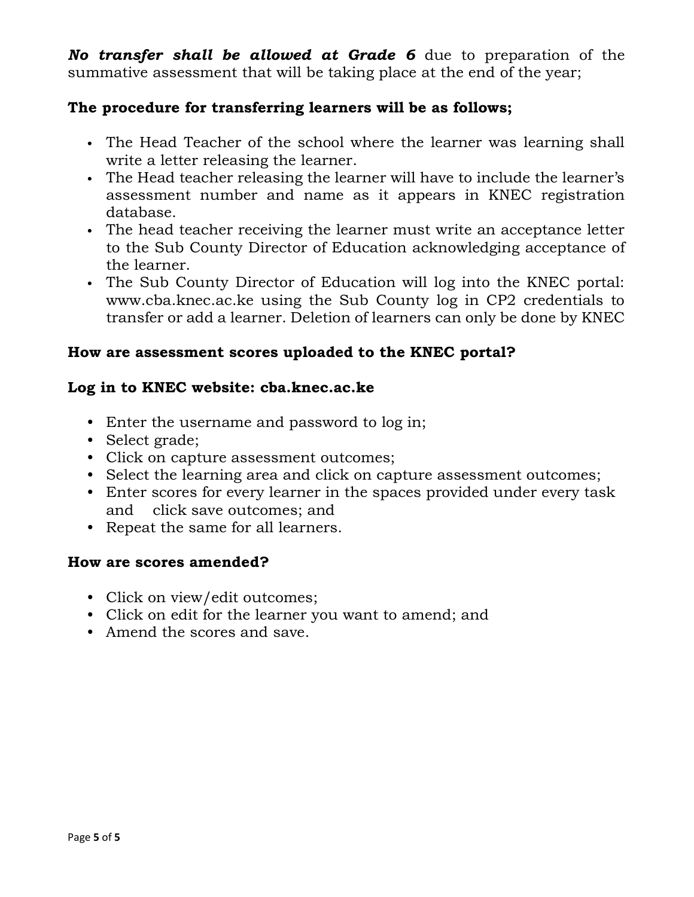***No transfer shall be allowed at Grade 6*** due to preparation of the summative assessment that will be taking place at the end of the year;

**The procedure for transferring learners will be as follows;**

- The Head Teacher of the school where the learner was learning shall write a letter releasing the learner.
- The Head teacher releasing the learner will have to include the learner's assessment number and name as it appears in KNEC registration database.
- The head teacher receiving the learner must write an acceptance letter to the Sub County Director of Education acknowledging acceptance of the learner.
- The Sub County Director of Education will log into the KNEC portal: www.cba.knec.ac.ke using the Sub County log in CP2 credentials to transfer or add a learner. Deletion of learners can only be done by KNEC

**How are assessment scores uploaded to the KNEC portal?**

**Log in to KNEC website: cba.knec.ac.ke**

- Enter the username and password to log in;
- Select grade;
- Click on capture assessment outcomes;
- Select the learning area and click on capture assessment outcomes;
- Enter scores for every learner in the spaces provided under every task and click save outcomes; and
- Repeat the same for all learners.

**How are scores amended?**

- Click on view/edit outcomes;
- Click on edit for the learner you want to amend; and
- Amend the scores and save.